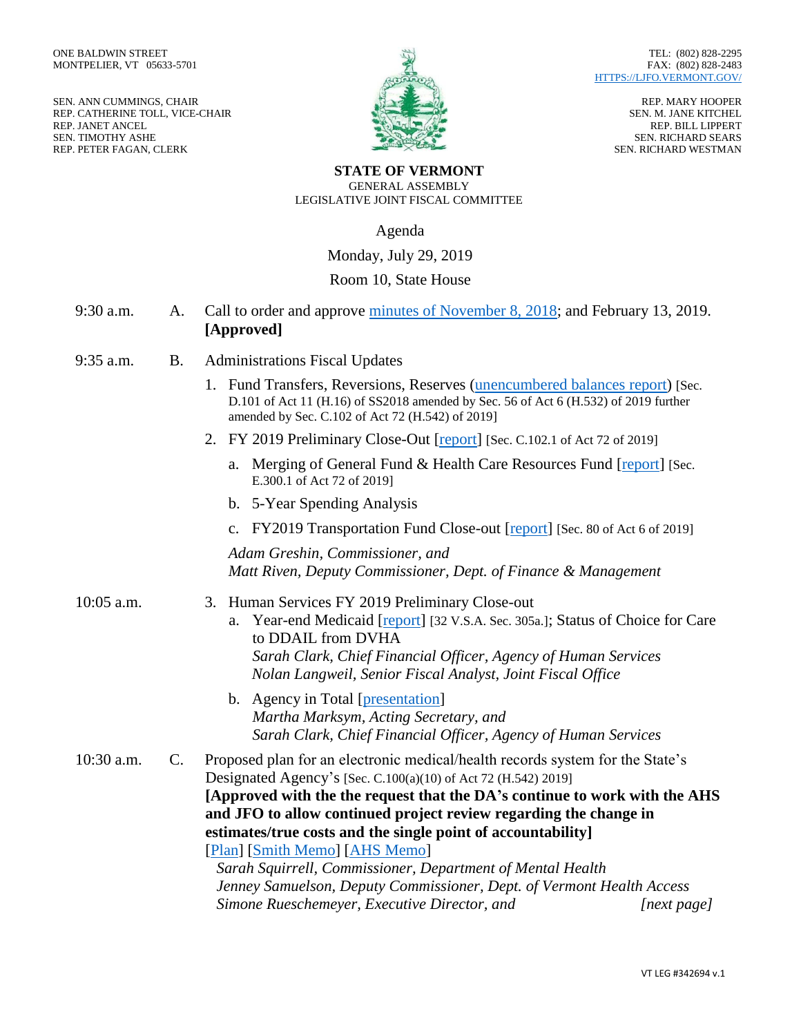ONE BALDWIN STREET
MONTPELIER, VT 05633-5701

SEN. ANN CUMMINGS, CHAIR
REP. CATHERINE TOLL, VICE-CHAIR
REP. JANET ANCEL
SEN. TIMOTHY ASHE
REP. PETER FAGAN, CLERK

TEL: (802) 828-2295
FAX: (802) 828-2483
HTTPS://LJFO.VERMONT.GOV/

REP. MARY HOOPER
SEN. M. JANE KITCHEL
REP. BILL LIPPERT
SEN. RICHARD SEARS
SEN. RICHARD WESTMAN

**STATE OF VERMONT**
GENERAL ASSEMBLY
LEGISLATIVE JOINT FISCAL COMMITTEE

Agenda

Monday, July 29, 2019

Room 10, State House

9:30 a.m. A. Call to order and approve minutes of November 8, 2018; and February 13, 2019. **[Approved]**

9:35 a.m. B. Administrations Fiscal Updates

1. Fund Transfers, Reversions, Reserves (unencumbered balances report) [Sec. D.101 of Act 11 (H.16) of SS2018 amended by Sec. 56 of Act 6 (H.532) of 2019 further amended by Sec. C.102 of Act 72 (H.542) of 2019]
2. FY 2019 Preliminary Close-Out [report] [Sec. C.102.1 of Act 72 of 2019]
   a. Merging of General Fund & Health Care Resources Fund [report] [Sec. E.300.1 of Act 72 of 2019]
   b. 5-Year Spending Analysis
   c. FY2019 Transportation Fund Close-out [report] [Sec. 80 of Act 6 of 2019]

   *Adam Greshin, Commissioner, and*
   *Matt Riven, Deputy Commissioner, Dept. of Finance & Management*

10:05 a.m.

3. Human Services FY 2019 Preliminary Close-out
   a. Year-end Medicaid [report] [32 V.S.A. Sec. 305a.]; Status of Choice for Care to DDAIL from DVHA
      *Sarah Clark, Chief Financial Officer, Agency of Human Services*
      *Nolan Langweil, Senior Fiscal Analyst, Joint Fiscal Office*
   b. Agency in Total [presentation]
      *Martha Marksym, Acting Secretary, and*
      *Sarah Clark, Chief Financial Officer, Agency of Human Services*

10:30 a.m. C. Proposed plan for an electronic medical/health records system for the State's Designated Agency's [Sec. C.100(a)(10) of Act 72 (H.542) 2019]
**[Approved with the the request that the DA's continue to work with the AHS and JFO to allow continued project review regarding the change in estimates/true costs and the single point of accountability]**
[Plan] [Smith Memo] [AHS Memo]
*Sarah Squirrell, Commissioner, Department of Mental Health*
*Jenney Samuelson, Deputy Commissioner, Dept. of Vermont Health Access*
*Simone Rueschemeyer, Executive Director, and* *[next page]*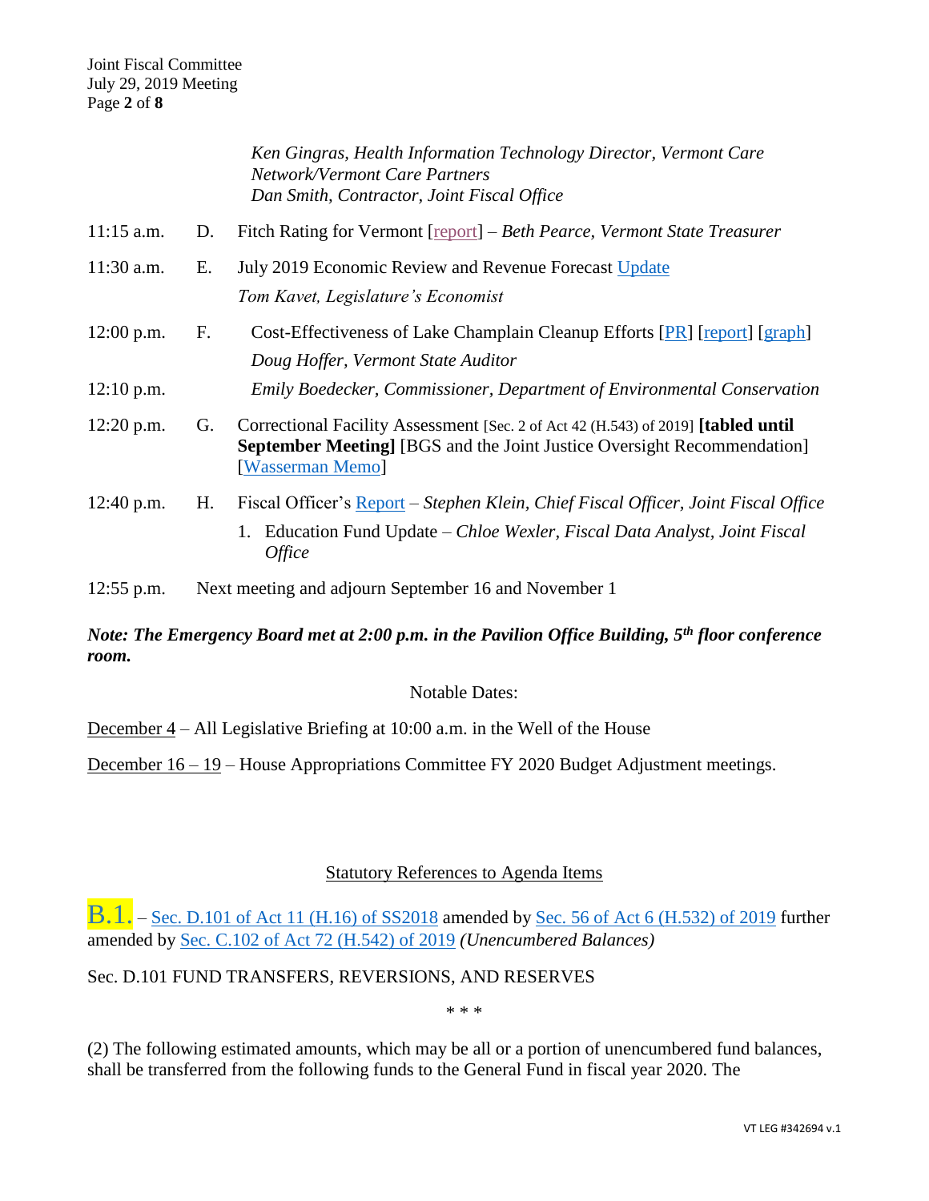*Ken Gingras, Health Information Technology Director, Vermont Care Network/Vermont Care Partners*
*Dan Smith, Contractor, Joint Fiscal Office*

11:15 a.m. D. Fitch Rating for Vermont [report] – *Beth Pearce, Vermont State Treasurer*

11:30 a.m. E. July 2019 Economic Review and Revenue Forecast Update
*Tom Kavet, Legislature's Economist*

12:00 p.m. F. Cost-Effectiveness of Lake Champlain Cleanup Efforts [PR] [report] [graph]
*Doug Hoffer, Vermont State Auditor*

12:10 p.m. *Emily Boedecker, Commissioner, Department of Environmental Conservation*

12:20 p.m. G. Correctional Facility Assessment [Sec. 2 of Act 42 (H.543) of 2019] **[tabled until September Meeting]** [BGS and the Joint Justice Oversight Recommendation] [Wasserman Memo]

12:40 p.m. H. Fiscal Officer's Report – *Stephen Klein, Chief Fiscal Officer, Joint Fiscal Office*

1. Education Fund Update – *Chloe Wexler, Fiscal Data Analyst, Joint Fiscal Office*

12:55 p.m. Next meeting and adjourn September 16 and November 1

***Note: The Emergency Board met at 2:00 p.m. in the Pavilion Office Building, 5th floor conference room.***

Notable Dates:

December 4 – All Legislative Briefing at 10:00 a.m. in the Well of the House

December 16 – 19 – House Appropriations Committee FY 2020 Budget Adjustment meetings.

## Statutory References to Agenda Items

B.1. – Sec. D.101 of Act 11 (H.16) of SS2018 amended by Sec. 56 of Act 6 (H.532) of 2019 further amended by Sec. C.102 of Act 72 (H.542) of 2019 *(Unencumbered Balances)*

Sec. D.101 FUND TRANSFERS, REVERSIONS, AND RESERVES

* * *

(2) The following estimated amounts, which may be all or a portion of unencumbered fund balances, shall be transferred from the following funds to the General Fund in fiscal year 2020. The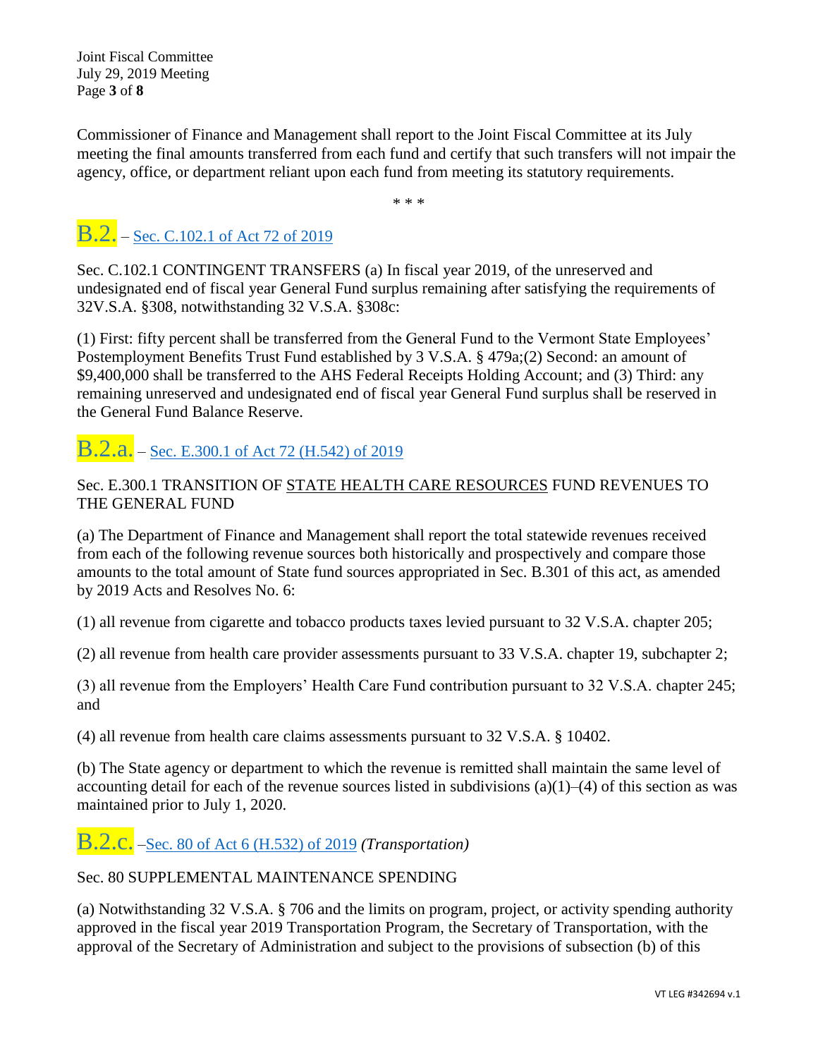Commissioner of Finance and Management shall report to the Joint Fiscal Committee at its July meeting the final amounts transferred from each fund and certify that such transfers will not impair the agency, office, or department reliant upon each fund from meeting its statutory requirements.

\* \* \*

## B.2. – Sec. C.102.1 of Act 72 of 2019

Sec. C.102.1 CONTINGENT TRANSFERS (a) In fiscal year 2019, of the unreserved and undesignated end of fiscal year General Fund surplus remaining after satisfying the requirements of 32V.S.A. §308, notwithstanding 32 V.S.A. §308c:

(1) First: fifty percent shall be transferred from the General Fund to the Vermont State Employees' Postemployment Benefits Trust Fund established by 3 V.S.A. § 479a;(2) Second: an amount of $9,400,000 shall be transferred to the AHS Federal Receipts Holding Account; and (3) Third: any remaining unreserved and undesignated end of fiscal year General Fund surplus shall be reserved in the General Fund Balance Reserve.

## B.2.a. – Sec. E.300.1 of Act 72 (H.542) of 2019

Sec. E.300.1 TRANSITION OF STATE HEALTH CARE RESOURCES FUND REVENUES TO THE GENERAL FUND

(a) The Department of Finance and Management shall report the total statewide revenues received from each of the following revenue sources both historically and prospectively and compare those amounts to the total amount of State fund sources appropriated in Sec. B.301 of this act, as amended by 2019 Acts and Resolves No. 6:

(1) all revenue from cigarette and tobacco products taxes levied pursuant to 32 V.S.A. chapter 205;

(2) all revenue from health care provider assessments pursuant to 33 V.S.A. chapter 19, subchapter 2;

(3) all revenue from the Employers' Health Care Fund contribution pursuant to 32 V.S.A. chapter 245; and

(4) all revenue from health care claims assessments pursuant to 32 V.S.A. § 10402.

(b) The State agency or department to which the revenue is remitted shall maintain the same level of accounting detail for each of the revenue sources listed in subdivisions (a)(1)–(4) of this section as was maintained prior to July 1, 2020.

## B.2.c. –Sec. 80 of Act 6 (H.532) of 2019 *(Transportation)*

Sec. 80 SUPPLEMENTAL MAINTENANCE SPENDING

(a) Notwithstanding 32 V.S.A. § 706 and the limits on program, project, or activity spending authority approved in the fiscal year 2019 Transportation Program, the Secretary of Transportation, with the approval of the Secretary of Administration and subject to the provisions of subsection (b) of this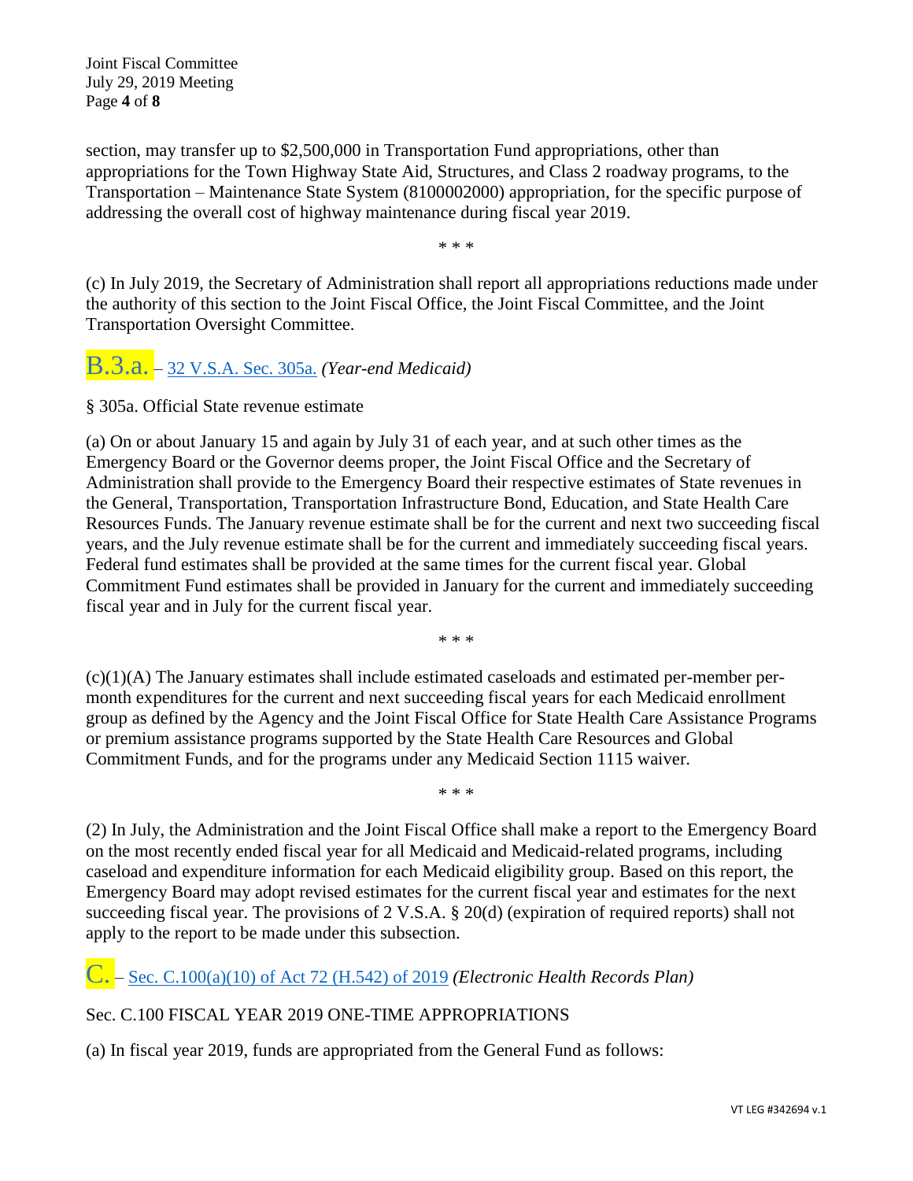section, may transfer up to $2,500,000 in Transportation Fund appropriations, other than appropriations for the Town Highway State Aid, Structures, and Class 2 roadway programs, to the Transportation – Maintenance State System (8100002000) appropriation, for the specific purpose of addressing the overall cost of highway maintenance during fiscal year 2019.

* * *

(c) In July 2019, the Secretary of Administration shall report all appropriations reductions made under the authority of this section to the Joint Fiscal Office, the Joint Fiscal Committee, and the Joint Transportation Oversight Committee.

## B.3.a. – 32 V.S.A. Sec. 305a. *(Year-end Medicaid)*

§ 305a. Official State revenue estimate

(a) On or about January 15 and again by July 31 of each year, and at such other times as the Emergency Board or the Governor deems proper, the Joint Fiscal Office and the Secretary of Administration shall provide to the Emergency Board their respective estimates of State revenues in the General, Transportation, Transportation Infrastructure Bond, Education, and State Health Care Resources Funds. The January revenue estimate shall be for the current and next two succeeding fiscal years, and the July revenue estimate shall be for the current and immediately succeeding fiscal years. Federal fund estimates shall be provided at the same times for the current fiscal year. Global Commitment Fund estimates shall be provided in January for the current and immediately succeeding fiscal year and in July for the current fiscal year.

* * *

(c)(1)(A) The January estimates shall include estimated caseloads and estimated per-member per-month expenditures for the current and next succeeding fiscal years for each Medicaid enrollment group as defined by the Agency and the Joint Fiscal Office for State Health Care Assistance Programs or premium assistance programs supported by the State Health Care Resources and Global Commitment Funds, and for the programs under any Medicaid Section 1115 waiver.

* * *

(2) In July, the Administration and the Joint Fiscal Office shall make a report to the Emergency Board on the most recently ended fiscal year for all Medicaid and Medicaid-related programs, including caseload and expenditure information for each Medicaid eligibility group. Based on this report, the Emergency Board may adopt revised estimates for the current fiscal year and estimates for the next succeeding fiscal year. The provisions of 2 V.S.A. § 20(d) (expiration of required reports) shall not apply to the report to be made under this subsection.

## C. – Sec. C.100(a)(10) of Act 72 (H.542) of 2019 *(Electronic Health Records Plan)*

Sec. C.100 FISCAL YEAR 2019 ONE-TIME APPROPRIATIONS

(a) In fiscal year 2019, funds are appropriated from the General Fund as follows: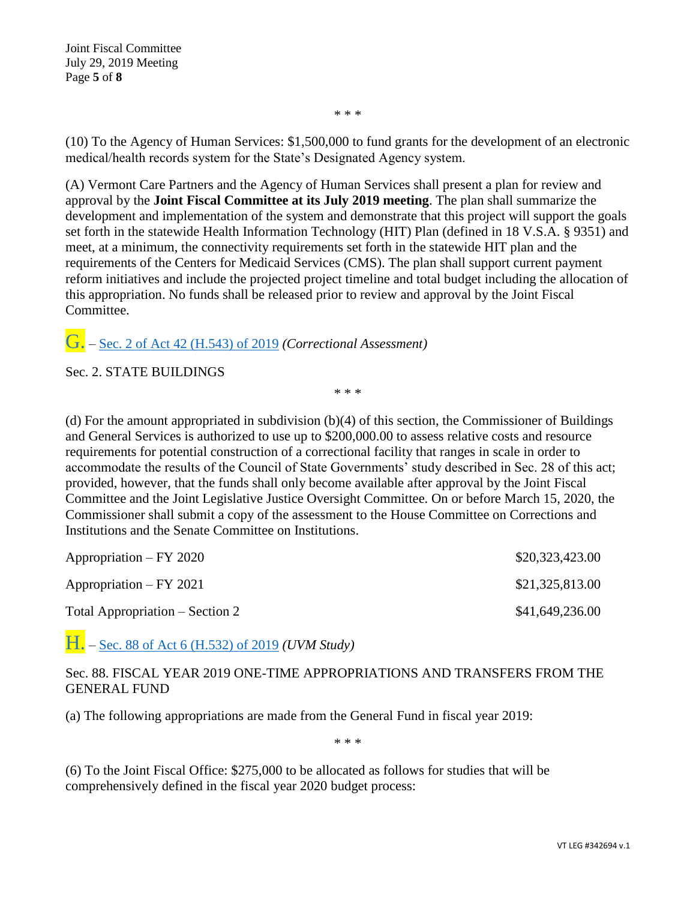\* \* \*

(10) To the Agency of Human Services: $1,500,000 to fund grants for the development of an electronic medical/health records system for the State's Designated Agency system.

(A) Vermont Care Partners and the Agency of Human Services shall present a plan for review and approval by the **Joint Fiscal Committee at its July 2019 meeting**. The plan shall summarize the development and implementation of the system and demonstrate that this project will support the goals set forth in the statewide Health Information Technology (HIT) Plan (defined in 18 V.S.A. § 9351) and meet, at a minimum, the connectivity requirements set forth in the statewide HIT plan and the requirements of the Centers for Medicaid Services (CMS). The plan shall support current payment reform initiatives and include the projected project timeline and total budget including the allocation of this appropriation. No funds shall be released prior to review and approval by the Joint Fiscal Committee.

## G. – Sec. 2 of Act 42 (H.543) of 2019 *(Correctional Assessment)*

Sec. 2. STATE BUILDINGS

\* \* \*

(d) For the amount appropriated in subdivision (b)(4) of this section, the Commissioner of Buildings and General Services is authorized to use up to $200,000.00 to assess relative costs and resource requirements for potential construction of a correctional facility that ranges in scale in order to accommodate the results of the Council of State Governments' study described in Sec. 28 of this act; provided, however, that the funds shall only become available after approval by the Joint Fiscal Committee and the Joint Legislative Justice Oversight Committee. On or before March 15, 2020, the Commissioner shall submit a copy of the assessment to the House Committee on Corrections and Institutions and the Senate Committee on Institutions.

| | |
|---|---|
| Appropriation – FY 2020 | $20,323,423.00 |
| Appropriation – FY 2021 | $21,325,813.00 |
| Total Appropriation – Section 2 | $41,649,236.00 |

## H. – Sec. 88 of Act 6 (H.532) of 2019 *(UVM Study)*

Sec. 88. FISCAL YEAR 2019 ONE-TIME APPROPRIATIONS AND TRANSFERS FROM THE GENERAL FUND

(a) The following appropriations are made from the General Fund in fiscal year 2019:

\* \* \*

(6) To the Joint Fiscal Office: $275,000 to be allocated as follows for studies that will be comprehensively defined in the fiscal year 2020 budget process: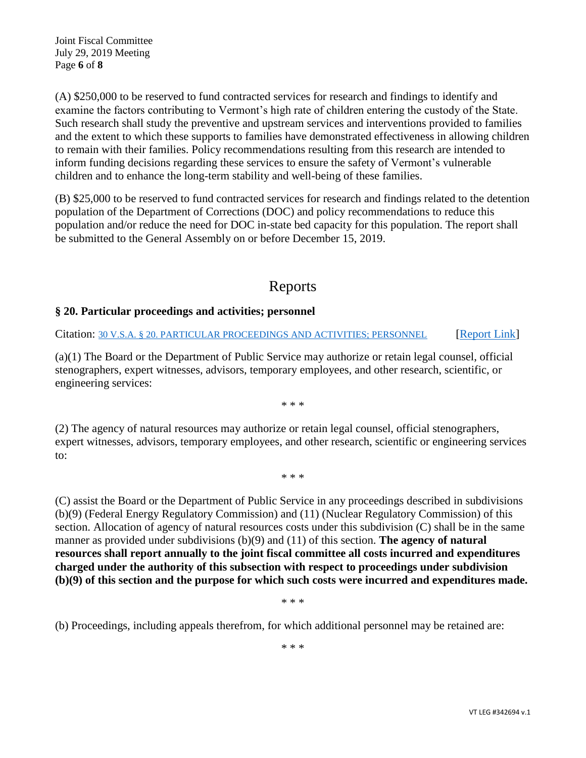(A) $250,000 to be reserved to fund contracted services for research and findings to identify and examine the factors contributing to Vermont's high rate of children entering the custody of the State. Such research shall study the preventive and upstream services and interventions provided to families and the extent to which these supports to families have demonstrated effectiveness in allowing children to remain with their families. Policy recommendations resulting from this research are intended to inform funding decisions regarding these services to ensure the safety of Vermont's vulnerable children and to enhance the long-term stability and well-being of these families.

(B) $25,000 to be reserved to fund contracted services for research and findings related to the detention population of the Department of Corrections (DOC) and policy recommendations to reduce this population and/or reduce the need for DOC in-state bed capacity for this population. The report shall be submitted to the General Assembly on or before December 15, 2019.

# Reports

### § 20. Particular proceedings and activities; personnel

Citation: 30 V.S.A. § 20. PARTICULAR PROCEEDINGS AND ACTIVITIES; PERSONNEL [Report Link]

(a)(1) The Board or the Department of Public Service may authorize or retain legal counsel, official stenographers, expert witnesses, advisors, temporary employees, and other research, scientific, or engineering services:

\* \* \*

(2) The agency of natural resources may authorize or retain legal counsel, official stenographers, expert witnesses, advisors, temporary employees, and other research, scientific or engineering services to:

\* \* \*

(C) assist the Board or the Department of Public Service in any proceedings described in subdivisions (b)(9) (Federal Energy Regulatory Commission) and (11) (Nuclear Regulatory Commission) of this section. Allocation of agency of natural resources costs under this subdivision (C) shall be in the same manner as provided under subdivisions (b)(9) and (11) of this section. **The agency of natural resources shall report annually to the joint fiscal committee all costs incurred and expenditures charged under the authority of this subsection with respect to proceedings under subdivision (b)(9) of this section and the purpose for which such costs were incurred and expenditures made.**

\* \* \*

(b) Proceedings, including appeals therefrom, for which additional personnel may be retained are:

\* \* \*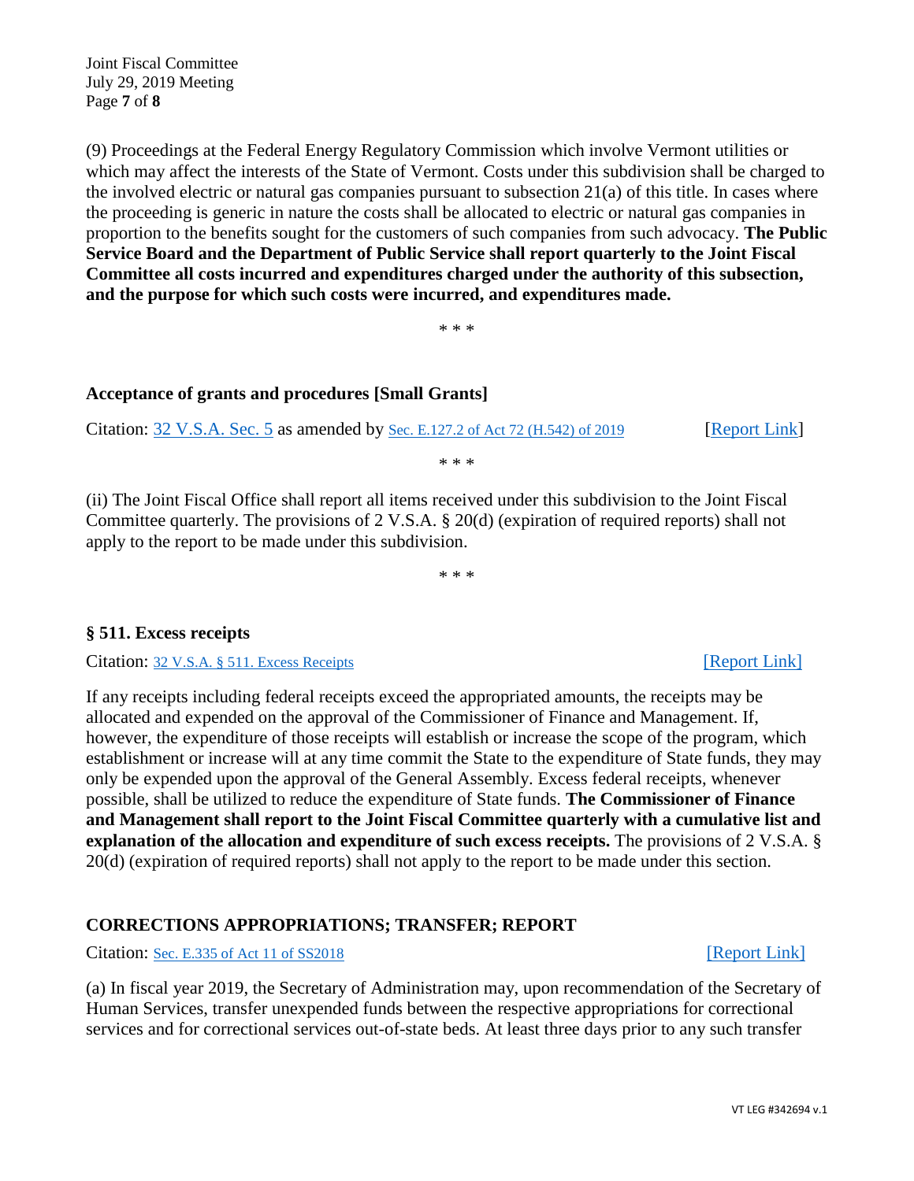(9) Proceedings at the Federal Energy Regulatory Commission which involve Vermont utilities or which may affect the interests of the State of Vermont. Costs under this subdivision shall be charged to the involved electric or natural gas companies pursuant to subsection 21(a) of this title. In cases where the proceeding is generic in nature the costs shall be allocated to electric or natural gas companies in proportion to the benefits sought for the customers of such companies from such advocacy. **The Public Service Board and the Department of Public Service shall report quarterly to the Joint Fiscal Committee all costs incurred and expenditures charged under the authority of this subsection, and the purpose for which such costs were incurred, and expenditures made.**

\* \* \*

### Acceptance of grants and procedures [Small Grants]

Citation: 32 V.S.A. Sec. 5 as amended by Sec. E.127.2 of Act 72 (H.542) of 2019 [Report Link]

\* \* \*

(ii) The Joint Fiscal Office shall report all items received under this subdivision to the Joint Fiscal Committee quarterly. The provisions of 2 V.S.A. § 20(d) (expiration of required reports) shall not apply to the report to be made under this subdivision.

\* \* \*

### § 511. Excess receipts

Citation: 32 V.S.A. § 511. Excess Receipts [Report Link]

If any receipts including federal receipts exceed the appropriated amounts, the receipts may be allocated and expended on the approval of the Commissioner of Finance and Management. If, however, the expenditure of those receipts will establish or increase the scope of the program, which establishment or increase will at any time commit the State to the expenditure of State funds, they may only be expended upon the approval of the General Assembly. Excess federal receipts, whenever possible, shall be utilized to reduce the expenditure of State funds. **The Commissioner of Finance and Management shall report to the Joint Fiscal Committee quarterly with a cumulative list and explanation of the allocation and expenditure of such excess receipts.** The provisions of 2 V.S.A. § 20(d) (expiration of required reports) shall not apply to the report to be made under this section.

### CORRECTIONS APPROPRIATIONS; TRANSFER; REPORT

Citation: Sec. E.335 of Act 11 of SS2018 [Report Link]

(a) In fiscal year 2019, the Secretary of Administration may, upon recommendation of the Secretary of Human Services, transfer unexpended funds between the respective appropriations for correctional services and for correctional services out-of-state beds. At least three days prior to any such transfer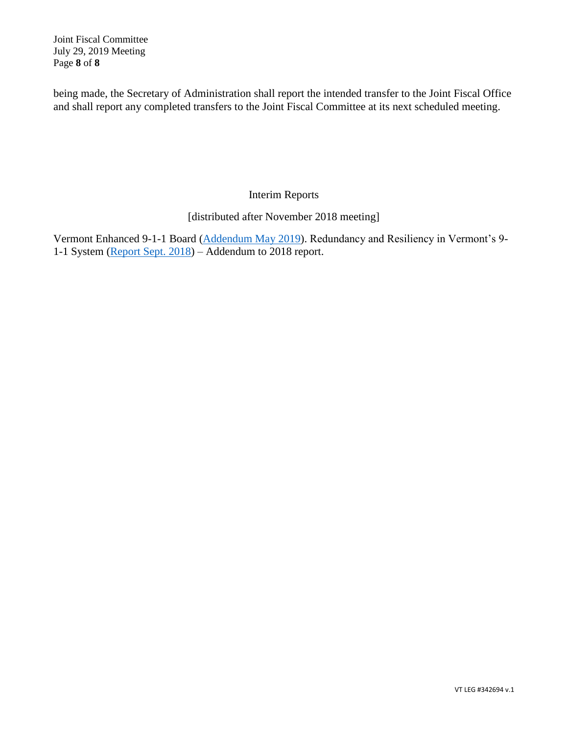being made, the Secretary of Administration shall report the intended transfer to the Joint Fiscal Office and shall report any completed transfers to the Joint Fiscal Committee at its next scheduled meeting.

## Interim Reports

[distributed after November 2018 meeting]

Vermont Enhanced 9-1-1 Board (Addendum May 2019). Redundancy and Resiliency in Vermont's 9-1-1 System (Report Sept. 2018) – Addendum to 2018 report.